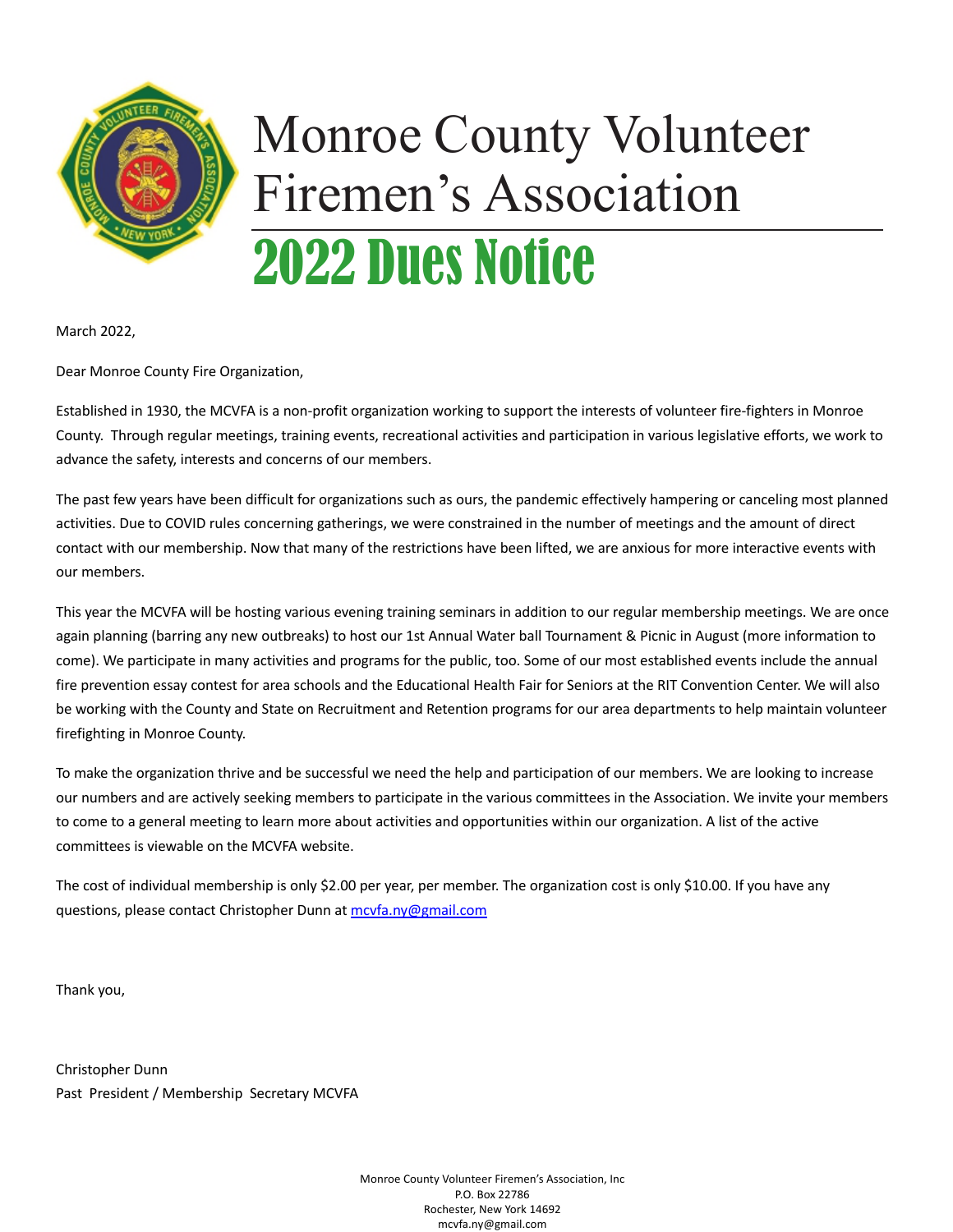# Monroe County Volunteer Firemen's Association

## 2022 Dues Notice

March 2022,

Dear Monroe County Fire Organization,

Established in 1930, the MCVFA is a non-profit organization working to support the interests of volunteer fire-fighters in Monroe County. Through regular meetings, training events, recreational activities and participation in various legislative efforts, we work to advance the safety, interests and concerns of our members.

The past few years have been difficult for organizations such as ours, the pandemic effectively hampering or canceling most planned activities. Due to COVID rules concerning gatherings, we were constrained in the number of meetings and the amount of direct contact with our membership. Now that many of the restrictions have been lifted, we are anxious for more interactive events with our members.

This year the MCVFA will be hosting various evening training seminars in addition to our regular membership meetings. We are once again planning (barring any new outbreaks) to host our 1st Annual Water ball Tournament & Picnic in August (more information to come). We participate in many activities and programs for the public, too. Some of our most established events include the annual fire prevention essay contest for area schools and the Educational Health Fair for Seniors at the RIT Convention Center. We will also be working with the County and State on Recruitment and Retention programs for our area departments to help maintain volunteer firefighting in Monroe County.

To make the organization thrive and be successful we need the help and participation of our members. We are looking to increase our numbers and are actively seeking members to participate in the various committees in the Association. We invite your members to come to a general meeting to learn more about activities and opportunities within our organization. A list of the active committees is viewable on the MCVFA website.

The cost of individual membership is only $2.00 per year, per member. The organization cost is only $10.00. If you have any questions, please contact Christopher Dunn at mcvfa.ny@gmail.com

Thank you,

Christopher Dunn
Past President / Membership Secretary MCVFA

Monroe County Volunteer Firemen's Association, Inc
P.O. Box 22786
Rochester, New York 14692
mcvfa.ny@gmail.com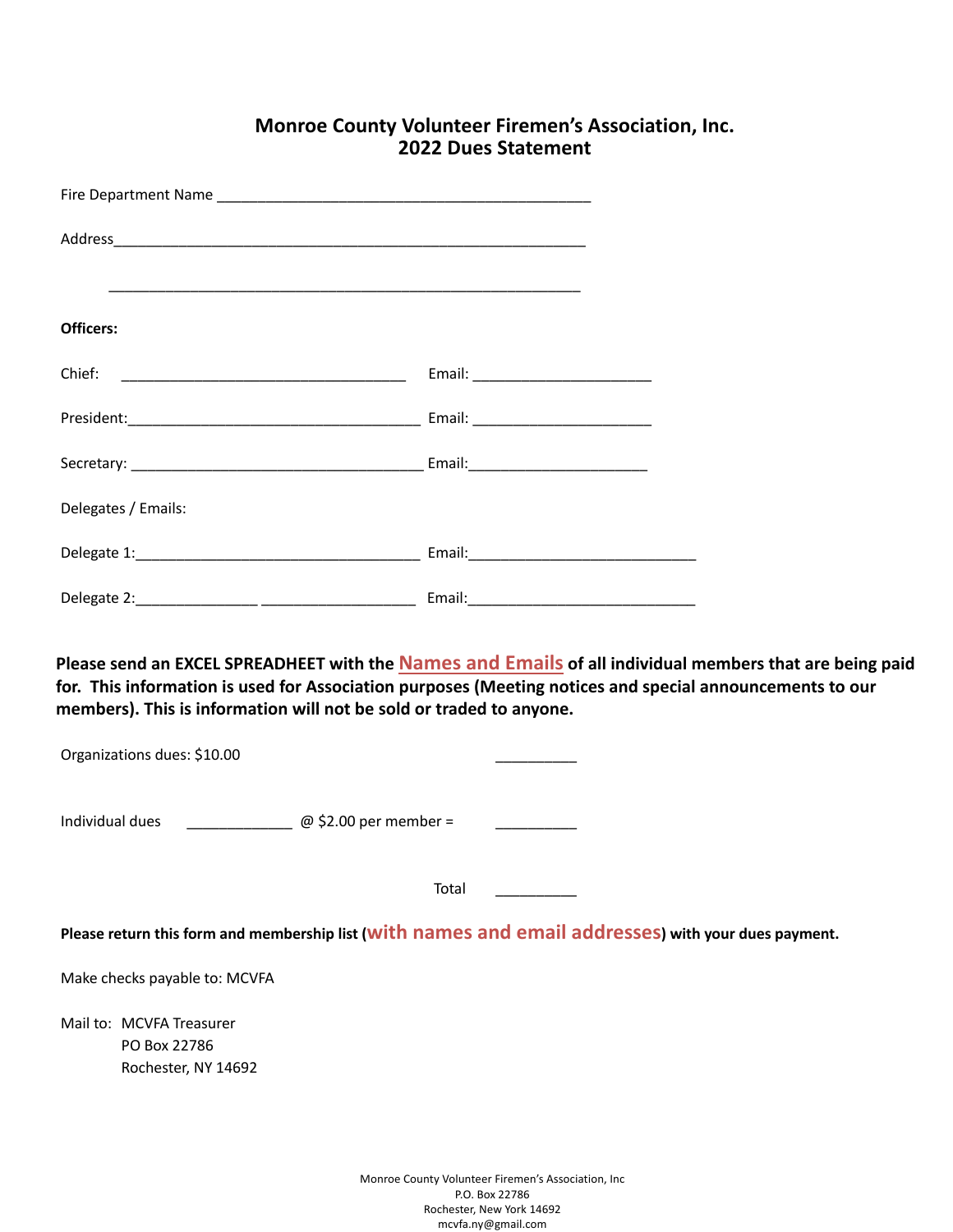# Monroe County Volunteer Firemen's Association, Inc.
## 2022 Dues Statement

Fire Department Name _____________________________________________

Address_________________________________________________________

_________________________________________________________

**Officers:**

Chief: ___________________________________ Email: _____________________

President:___________________________________ Email: _____________________

Secretary: ___________________________________ Email:_____________________

Delegates / Emails:

Delegate 1:___________________________________ Email:___________________________

Delegate 2:______________ __________________ Email:___________________________

**Please send an EXCEL SPREADHEET with the Names and Emails of all individual members that are being paid for. This information is used for Association purposes (Meeting notices and special announcements to our members). This is information will not be sold or traded to anyone.**

Organizations dues: $10.00 __________

Individual dues _____________ @ $2.00 per member = __________

Total __________

**Please return this form and membership list (with names and email addresses) with your dues payment.**

Make checks payable to: MCVFA

Mail to: MCVFA Treasurer
PO Box 22786
Rochester, NY 14692

Monroe County Volunteer Firemen's Association, Inc
P.O. Box 22786
Rochester, New York 14692
mcvfa.ny@gmail.com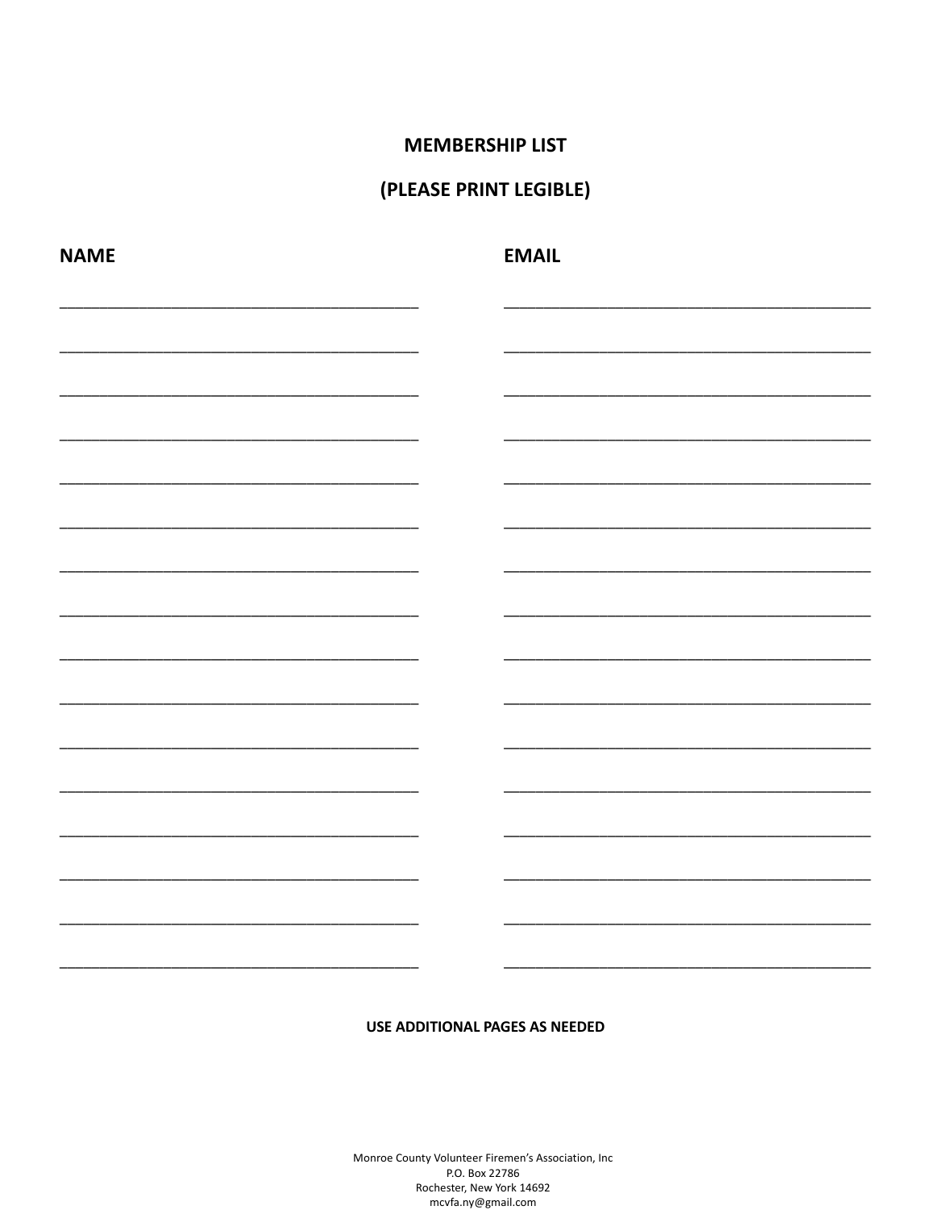**MEMBERSHIP LIST**

**(PLEASE PRINT LEGIBLE)**

| NAME | EMAIL |
|---|---|
| ____________________________________________ | ____________________________________________ |
| ____________________________________________ | ____________________________________________ |
| ____________________________________________ | ____________________________________________ |
| ____________________________________________ | ____________________________________________ |
| ____________________________________________ | ____________________________________________ |
| ____________________________________________ | ____________________________________________ |
| ____________________________________________ | ____________________________________________ |
| ____________________________________________ | ____________________________________________ |
| ____________________________________________ | ____________________________________________ |
| ____________________________________________ | ____________________________________________ |
| ____________________________________________ | ____________________________________________ |
| ____________________________________________ | ____________________________________________ |
| ____________________________________________ | ____________________________________________ |
| ____________________________________________ | ____________________________________________ |
| ____________________________________________ | ____________________________________________ |
| ____________________________________________ | ____________________________________________ |

**USE ADDITIONAL PAGES AS NEEDED**

Monroe County Volunteer Firemen's Association, Inc
P.O. Box 22786
Rochester, New York 14692
mcvfa.ny@gmail.com